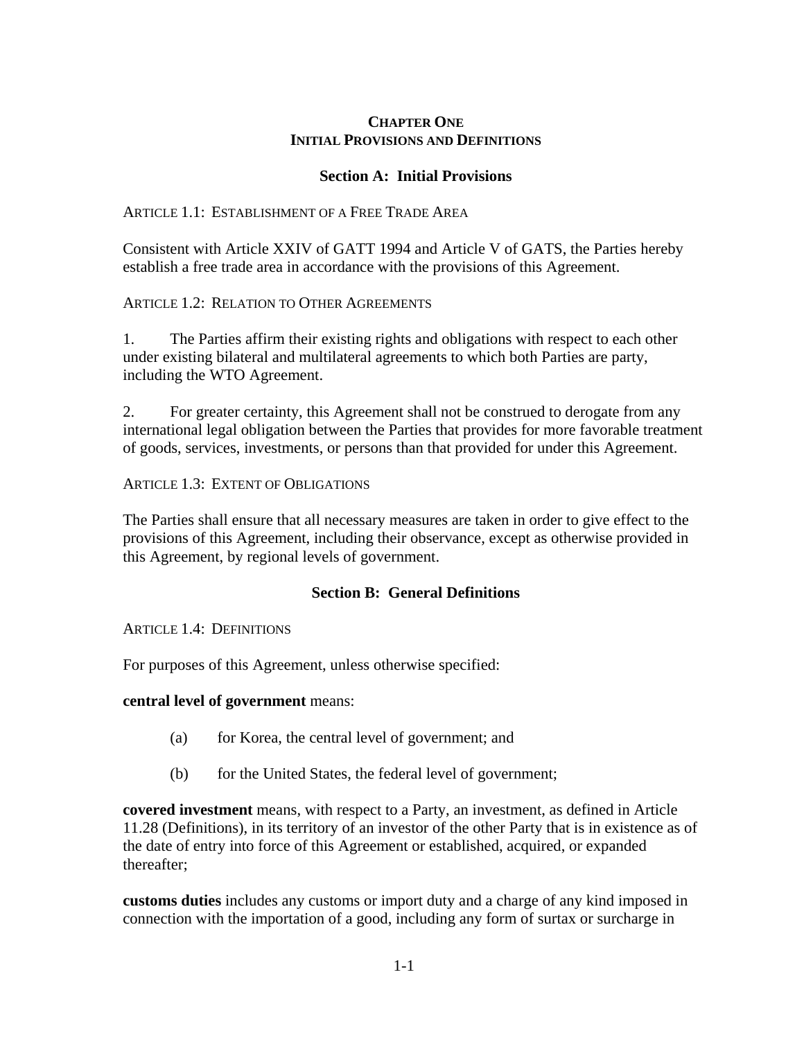# CHAPTER ONE
# INITIAL PROVISIONS AND DEFINITIONS

## Section A: Initial Provisions

ARTICLE 1.1: ESTABLISHMENT OF A FREE TRADE AREA

Consistent with Article XXIV of GATT 1994 and Article V of GATS, the Parties hereby establish a free trade area in accordance with the provisions of this Agreement.

ARTICLE 1.2: RELATION TO OTHER AGREEMENTS

1. The Parties affirm their existing rights and obligations with respect to each other under existing bilateral and multilateral agreements to which both Parties are party, including the WTO Agreement.

2. For greater certainty, this Agreement shall not be construed to derogate from any international legal obligation between the Parties that provides for more favorable treatment of goods, services, investments, or persons than that provided for under this Agreement.

ARTICLE 1.3: EXTENT OF OBLIGATIONS

The Parties shall ensure that all necessary measures are taken in order to give effect to the provisions of this Agreement, including their observance, except as otherwise provided in this Agreement, by regional levels of government.

## Section B: General Definitions

ARTICLE 1.4: DEFINITIONS

For purposes of this Agreement, unless otherwise specified:

**central level of government** means:

(a) for Korea, the central level of government; and

(b) for the United States, the federal level of government;

**covered investment** means, with respect to a Party, an investment, as defined in Article 11.28 (Definitions), in its territory of an investor of the other Party that is in existence as of the date of entry into force of this Agreement or established, acquired, or expanded thereafter;

**customs duties** includes any customs or import duty and a charge of any kind imposed in connection with the importation of a good, including any form of surtax or surcharge in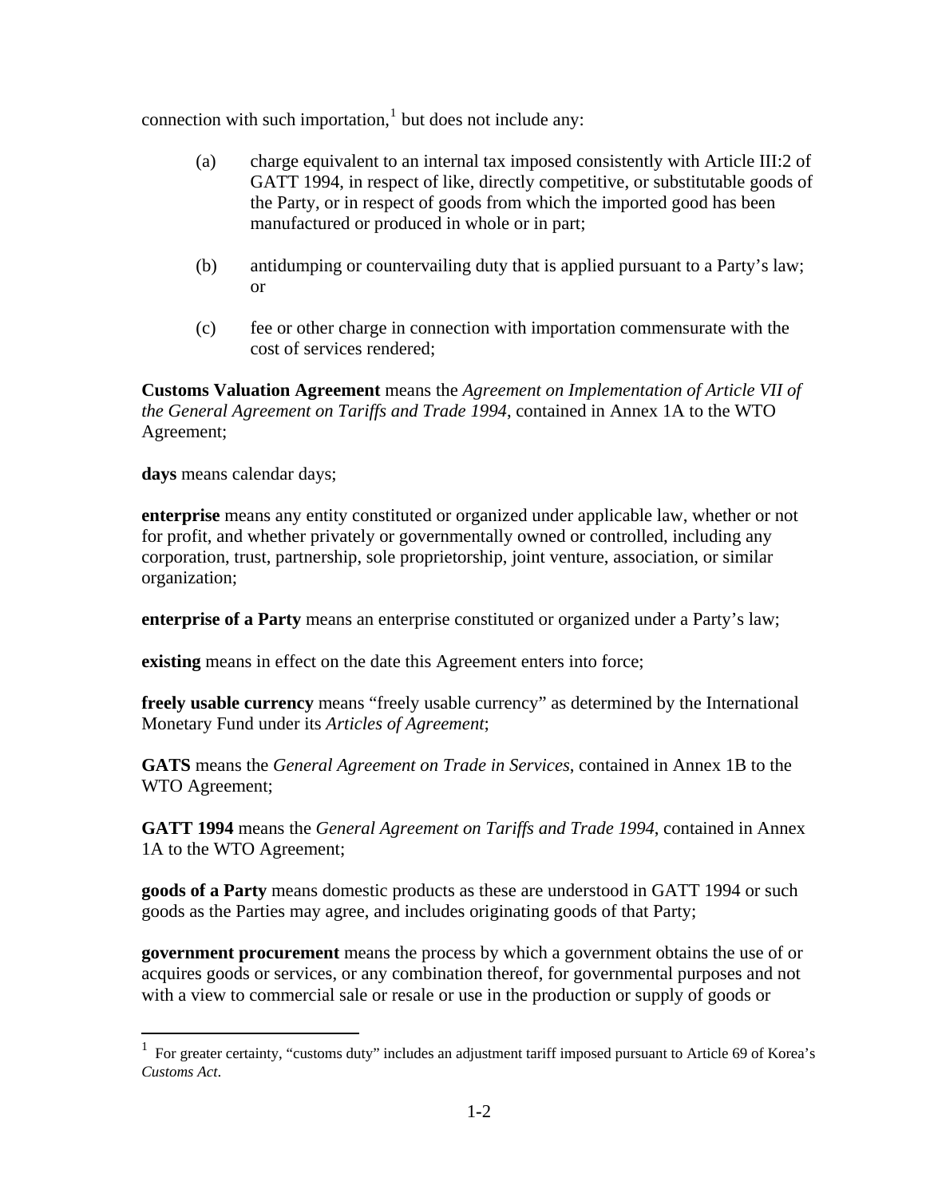connection with such importation,[1] but does not include any:

(a) charge equivalent to an internal tax imposed consistently with Article III:2 of GATT 1994, in respect of like, directly competitive, or substitutable goods of the Party, or in respect of goods from which the imported good has been manufactured or produced in whole or in part;

(b) antidumping or countervailing duty that is applied pursuant to a Party's law; or

(c) fee or other charge in connection with importation commensurate with the cost of services rendered;

**Customs Valuation Agreement** means the *Agreement on Implementation of Article VII of the General Agreement on Tariffs and Trade 1994*, contained in Annex 1A to the WTO Agreement;

**days** means calendar days;

**enterprise** means any entity constituted or organized under applicable law, whether or not for profit, and whether privately or governmentally owned or controlled, including any corporation, trust, partnership, sole proprietorship, joint venture, association, or similar organization;

**enterprise of a Party** means an enterprise constituted or organized under a Party's law;

**existing** means in effect on the date this Agreement enters into force;

**freely usable currency** means "freely usable currency" as determined by the International Monetary Fund under its *Articles of Agreement*;

**GATS** means the *General Agreement on Trade in Services*, contained in Annex 1B to the WTO Agreement;

**GATT 1994** means the *General Agreement on Tariffs and Trade 1994*, contained in Annex 1A to the WTO Agreement;

**goods of a Party** means domestic products as these are understood in GATT 1994 or such goods as the Parties may agree, and includes originating goods of that Party;

**government procurement** means the process by which a government obtains the use of or acquires goods or services, or any combination thereof, for governmental purposes and not with a view to commercial sale or resale or use in the production or supply of goods or

[1] For greater certainty, "customs duty" includes an adjustment tariff imposed pursuant to Article 69 of Korea's *Customs Act*.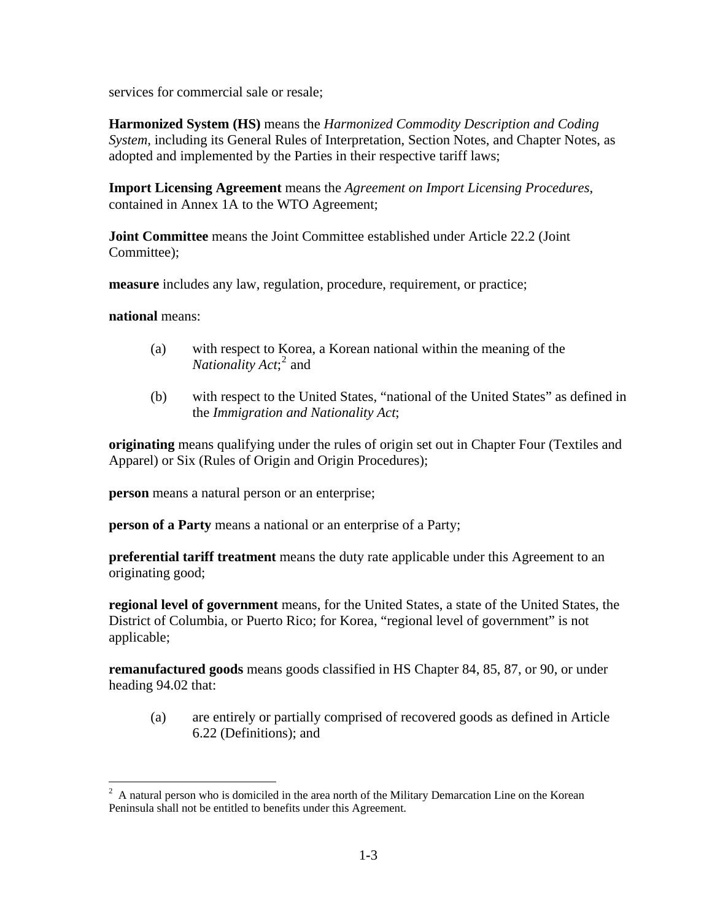services for commercial sale or resale;

**Harmonized System (HS)** means the *Harmonized Commodity Description and Coding System*, including its General Rules of Interpretation, Section Notes, and Chapter Notes, as adopted and implemented by the Parties in their respective tariff laws;

**Import Licensing Agreement** means the *Agreement on Import Licensing Procedures*, contained in Annex 1A to the WTO Agreement;

**Joint Committee** means the Joint Committee established under Article 22.2 (Joint Committee);

**measure** includes any law, regulation, procedure, requirement, or practice;

**national** means:

(a) with respect to Korea, a Korean national within the meaning of the *Nationality Act*;[2] and

(b) with respect to the United States, "national of the United States" as defined in the *Immigration and Nationality Act*;

**originating** means qualifying under the rules of origin set out in Chapter Four (Textiles and Apparel) or Six (Rules of Origin and Origin Procedures);

**person** means a natural person or an enterprise;

**person of a Party** means a national or an enterprise of a Party;

**preferential tariff treatment** means the duty rate applicable under this Agreement to an originating good;

**regional level of government** means, for the United States, a state of the United States, the District of Columbia, or Puerto Rico; for Korea, "regional level of government" is not applicable;

**remanufactured goods** means goods classified in HS Chapter 84, 85, 87, or 90, or under heading 94.02 that:

(a) are entirely or partially comprised of recovered goods as defined in Article 6.22 (Definitions); and

---

[2] A natural person who is domiciled in the area north of the Military Demarcation Line on the Korean Peninsula shall not be entitled to benefits under this Agreement.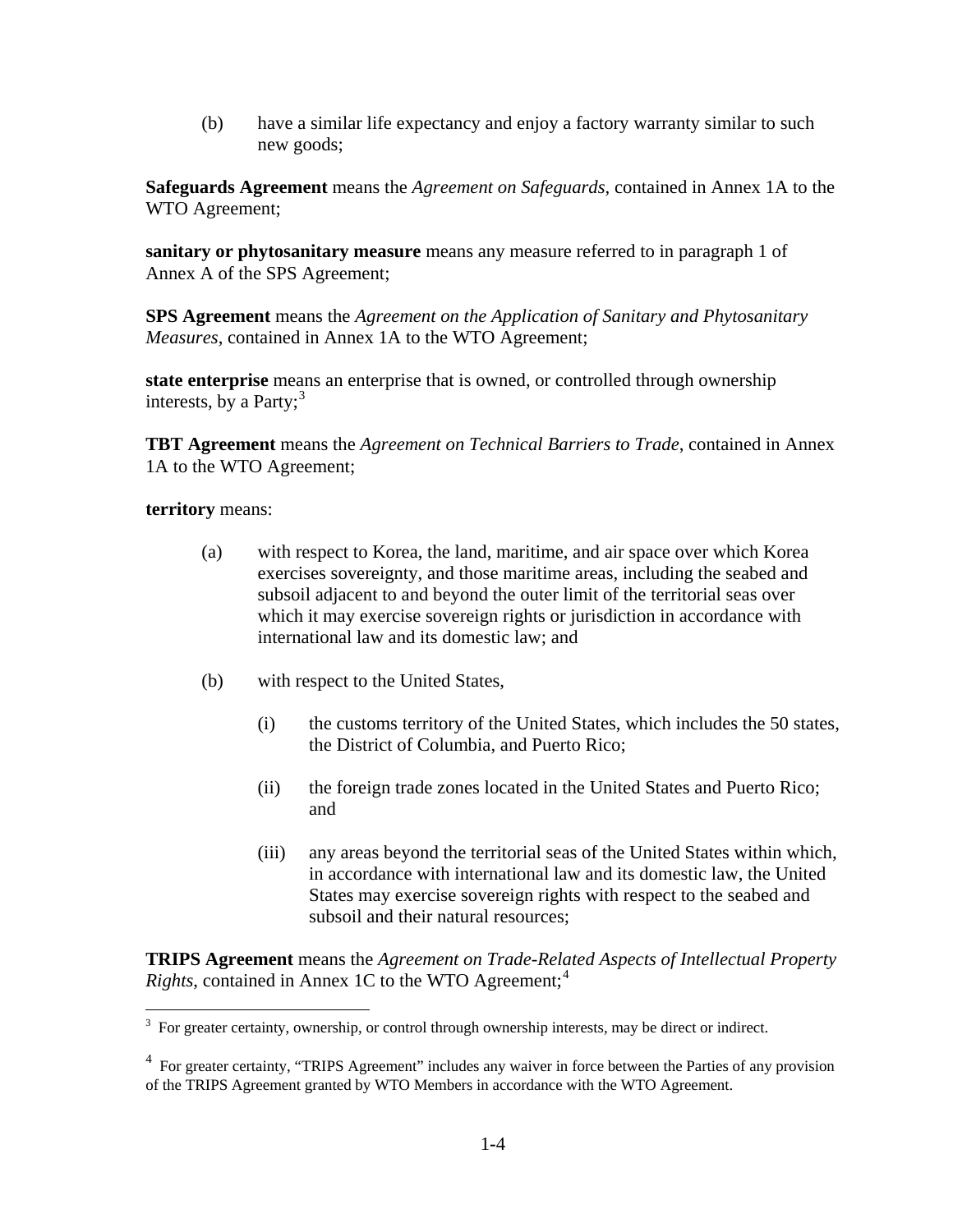(b) have a similar life expectancy and enjoy a factory warranty similar to such new goods;

**Safeguards Agreement** means the *Agreement on Safeguards*, contained in Annex 1A to the WTO Agreement;

**sanitary or phytosanitary measure** means any measure referred to in paragraph 1 of Annex A of the SPS Agreement;

**SPS Agreement** means the *Agreement on the Application of Sanitary and Phytosanitary Measures*, contained in Annex 1A to the WTO Agreement;

**state enterprise** means an enterprise that is owned, or controlled through ownership interests, by a Party;[3]

**TBT Agreement** means the *Agreement on Technical Barriers to Trade*, contained in Annex 1A to the WTO Agreement;

**territory** means:

(a) with respect to Korea, the land, maritime, and air space over which Korea exercises sovereignty, and those maritime areas, including the seabed and subsoil adjacent to and beyond the outer limit of the territorial seas over which it may exercise sovereign rights or jurisdiction in accordance with international law and its domestic law; and

(b) with respect to the United States,

(i) the customs territory of the United States, which includes the 50 states, the District of Columbia, and Puerto Rico;

(ii) the foreign trade zones located in the United States and Puerto Rico; and

(iii) any areas beyond the territorial seas of the United States within which, in accordance with international law and its domestic law, the United States may exercise sovereign rights with respect to the seabed and subsoil and their natural resources;

**TRIPS Agreement** means the *Agreement on Trade-Related Aspects of Intellectual Property Rights*, contained in Annex 1C to the WTO Agreement;[4]

---

[3] For greater certainty, ownership, or control through ownership interests, may be direct or indirect.

[4] For greater certainty, "TRIPS Agreement" includes any waiver in force between the Parties of any provision of the TRIPS Agreement granted by WTO Members in accordance with the WTO Agreement.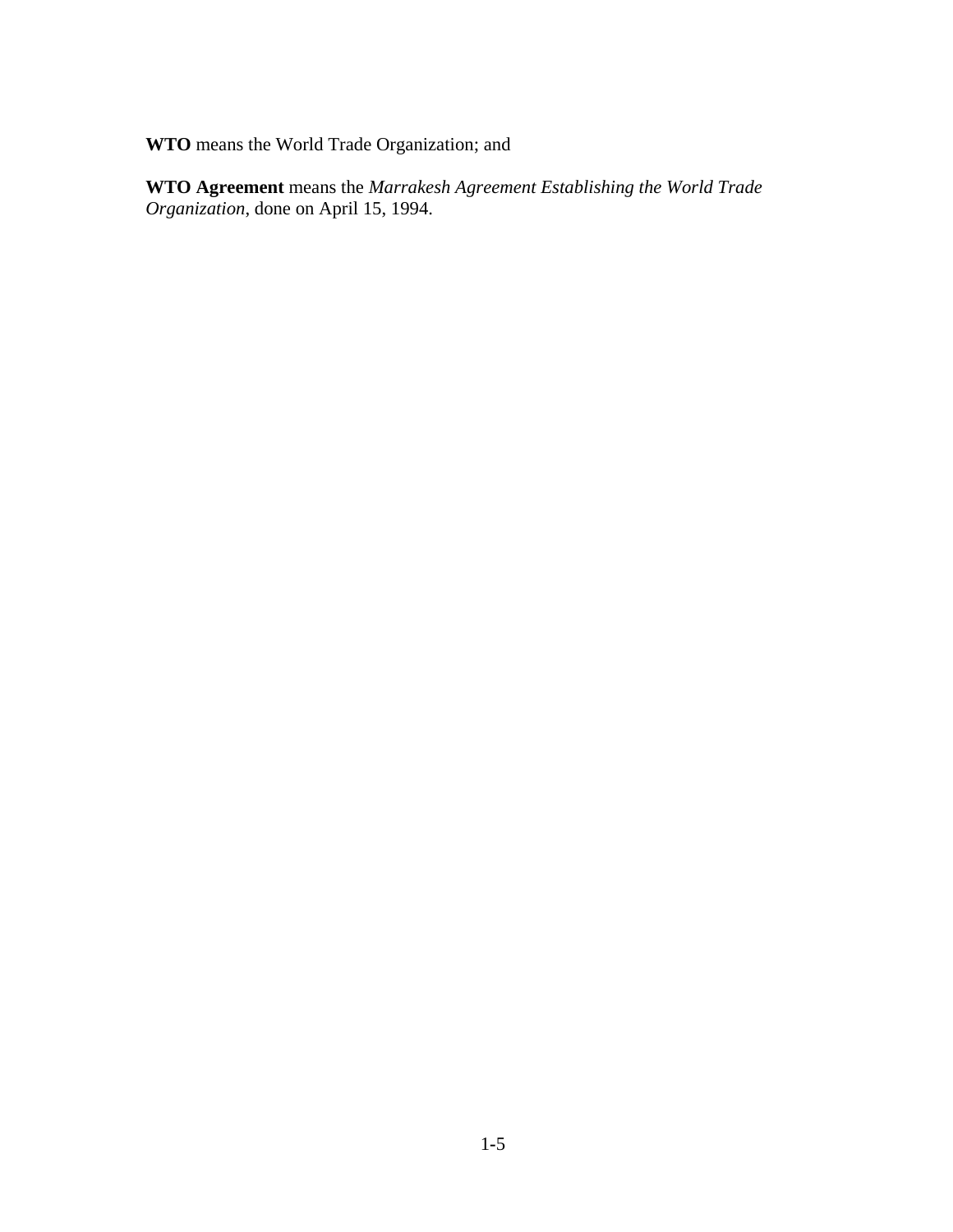**WTO** means the World Trade Organization; and

**WTO Agreement** means the *Marrakesh Agreement Establishing the World Trade Organization*, done on April 15, 1994.